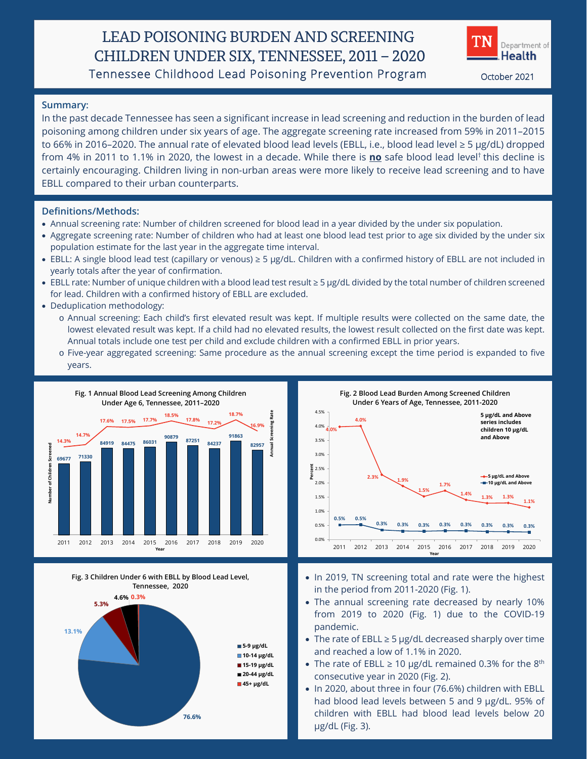# LEAD POISONING BURDEN AND SCREENING CHILDREN UNDER SIX, TENNESSEE, 2011 – 2020

## Tennessee Childhood Lead Poisoning Prevention Program

TN Department of Health

October 2021

**Summary:**

In the past decade Tennessee has seen a significant increase in lead screening and reduction in the burden of lead poisoning among children under six years of age. The aggregate screening rate increased from 59% in 2011–2015 to 66% in 2016–2020. The annual rate of elevated blood lead levels (EBLL, i.e., blood lead level ≥ 5 µg/dL) dropped from 4% in 2011 to 1.1% in 2020, the lowest in a decade. While there is **no** safe blood lead level† this decline is certainly encouraging. Children living in non-urban areas were more likely to receive lead screening and to have EBLL compared to their urban counterparts.

**Definitions/Methods:**

- Annual screening rate: Number of children screened for blood lead in a year divided by the under six population.
- Aggregate screening rate: Number of children who had at least one blood lead test prior to age six divided by the under six population estimate for the last year in the aggregate time interval.
- EBLL: A single blood lead test (capillary or venous) ≥ 5 µg/dL. Children with a confirmed history of EBLL are not included in yearly totals after the year of confirmation.
- EBLL rate: Number of unique children with a blood lead test result ≥ 5 µg/dL divided by the total number of children screened for lead. Children with a confirmed history of EBLL are excluded.
- Deduplication methodology:
  - Annual screening: Each child's first elevated result was kept. If multiple results were collected on the same date, the lowest elevated result was kept. If a child had no elevated results, the lowest result collected on the first date was kept. Annual totals include one test per child and exclude children with a confirmed EBLL in prior years.
  - Five-year aggregated screening: Same procedure as the annual screening except the time period is expanded to five years.

**Fig. 1 Annual Blood Lead Screening Among Children Under Age 6, Tennessee, 2011–2020**

| Year | Number of Children Screened | Annual Screening Rate |
|---|---|---|
| 2011 | 69677 | 14.3% |
| 2012 | 71330 | 14.7% |
| 2013 | 84919 | 17.6% |
| 2014 | 84475 | 17.5% |
| 2015 | 86031 | 17.7% |
| 2016 | 90879 | 18.5% |
| 2017 | 87251 | 17.8% |
| 2018 | 84237 | 17.2% |
| 2019 | 91863 | 18.7% |
| 2020 | 82957 | 16.9% |

**Fig. 2 Blood Lead Burden Among Screened Children Under 6 Years of Age, Tennessee, 2011-2020**

5 µg/dL and Above series includes children 10 µg/dL and Above

| Year | 5 µg/dL and Above | 10 µg/dL and Above |
|---|---|---|
| 2011 | 4.0% | 0.5% |
| 2012 | 4.0% | 0.5% |
| 2013 | 2.3% | 0.3% |
| 2014 | 1.9% | 0.3% |
| 2015 | 1.5% | 0.3% |
| 2016 | 1.7% | 0.3% |
| 2017 | 1.4% | 0.3% |
| 2018 | 1.3% | 0.3% |
| 2019 | 1.3% | 0.3% |
| 2020 | 1.1% | 0.3% |

**Fig. 3 Children Under 6 with EBLL by Blood Lead Level, Tennessee, 2020**

| Blood Lead Level | Percent |
|---|---|
| 5-9 µg/dL | 76.6% |
| 10-14 µg/dL | 13.1% |
| 15-19 µg/dL | 5.3% |
| 20-44 µg/dL | 4.6% |
| 45+ µg/dL | 0.3% |

- In 2019, TN screening total and rate were the highest in the period from 2011-2020 (Fig. 1).
- The annual screening rate decreased by nearly 10% from 2019 to 2020 (Fig. 1) due to the COVID-19 pandemic.
- The rate of EBLL ≥ 5 µg/dL decreased sharply over time and reached a low of 1.1% in 2020.
- The rate of EBLL ≥ 10 µg/dL remained 0.3% for the 8th consecutive year in 2020 (Fig. 2).
- In 2020, about three in four (76.6%) children with EBLL had blood lead levels between 5 and 9 µg/dL. 95% of children with EBLL had blood lead levels below 20 µg/dL (Fig. 3).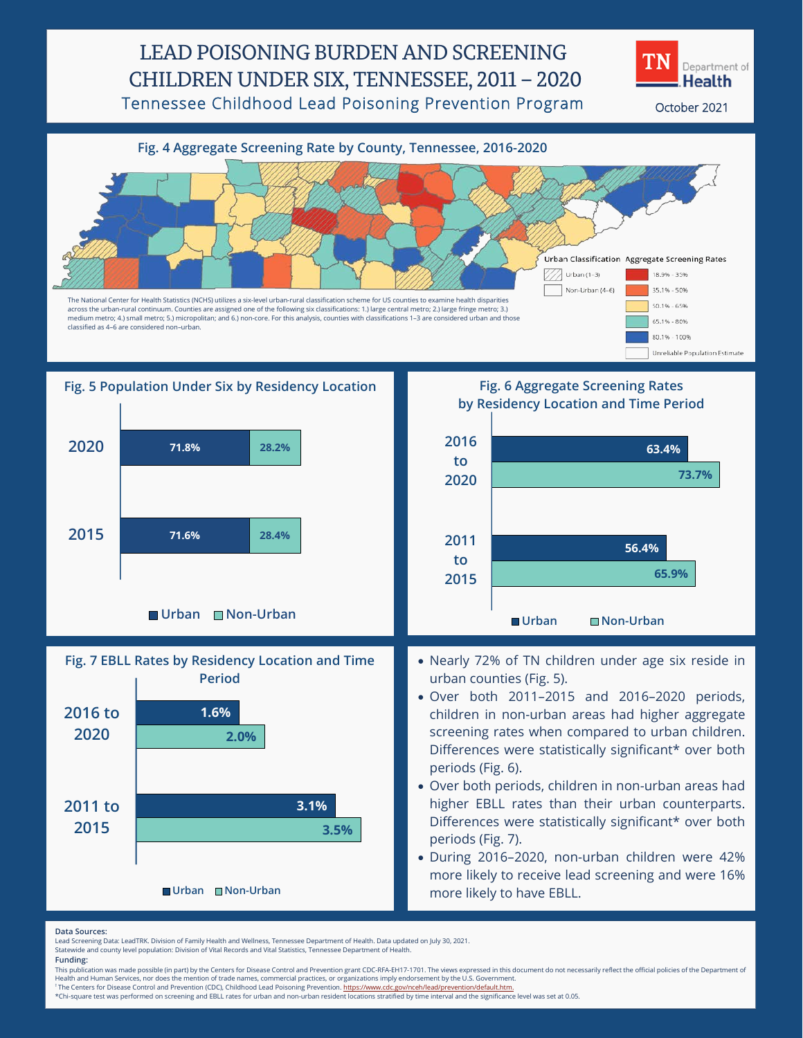# LEAD POISONING BURDEN AND SCREENING CHILDREN UNDER SIX, TENNESSEE, 2011 – 2020

## Tennessee Childhood Lead Poisoning Prevention Program

TN Department of Health

October 2021

### Fig. 4 Aggregate Screening Rate by County, Tennessee, 2016-2020

Urban Classification
Urban (1–3)
Non-Urban (4–6)

Aggregate Screening Rates
18.9% - 35%
35.1% - 50%
50.1% - 65%
65.1% - 80%
80.1% - 100%
Unreliable Population Estimate

The National Center for Health Statistics (NCHS) utilizes a six-level urban-rural classification scheme for US counties to examine health disparities across the urban-rural continuum. Counties are assigned one of the following six classifications: 1.) large central metro; 2.) large fringe metro; 3.) medium metro; 4.) small metro; 5.) micropolitan; and 6.) non-core. For this analysis, counties with classifications 1–3 are considered urban and those classified as 4–6 are considered non–urban.

### Fig. 5 Population Under Six by Residency Location

2020
71.8%
28.2%

2015
71.6%
28.4%

Urban
Non-Urban

### Fig. 6 Aggregate Screening Rates by Residency Location and Time Period

2016 to 2020
63.4%
73.7%

2011 to 2015
56.4%
65.9%

Urban
Non-Urban

### Fig. 7 EBLL Rates by Residency Location and Time Period

2016 to 2020
1.6%
2.0%

2011 to 2015
3.1%
3.5%

Urban
Non-Urban

- Nearly 72% of TN children under age six reside in urban counties (Fig. 5).
- Over both 2011–2015 and 2016–2020 periods, children in non-urban areas had higher aggregate screening rates when compared to urban children. Differences were statistically significant* over both periods (Fig. 6).
- Over both periods, children in non-urban areas had higher EBLL rates than their urban counterparts. Differences were statistically significant* over both periods (Fig. 7).
- During 2016–2020, non-urban children were 42% more likely to receive lead screening and were 16% more likely to have EBLL.

**Data Sources:**
Lead Screening Data: LeadTRK. Division of Family Health and Wellness, Tennessee Department of Health. Data updated on July 30, 2021.
Statewide and county level population: Division of Vital Records and Vital Statistics, Tennessee Department of Health.

**Funding:**
This publication was made possible (in part) by the Centers for Disease Control and Prevention grant CDC-RFA-EH17-1701. The views expressed in this document do not necessarily reflect the official policies of the Department of Health and Human Services, nor does the mention of trade names, commercial practices, or organizations imply endorsement by the U.S. Government.
[1] The Centers for Disease Control and Prevention (CDC), Childhood Lead Poisoning Prevention. https://www.cdc.gov/nceh/lead/prevention/default.htm.
*Chi-square test was performed on screening and EBLL rates for urban and non-urban resident locations stratified by time interval and the significance level was set at 0.05.